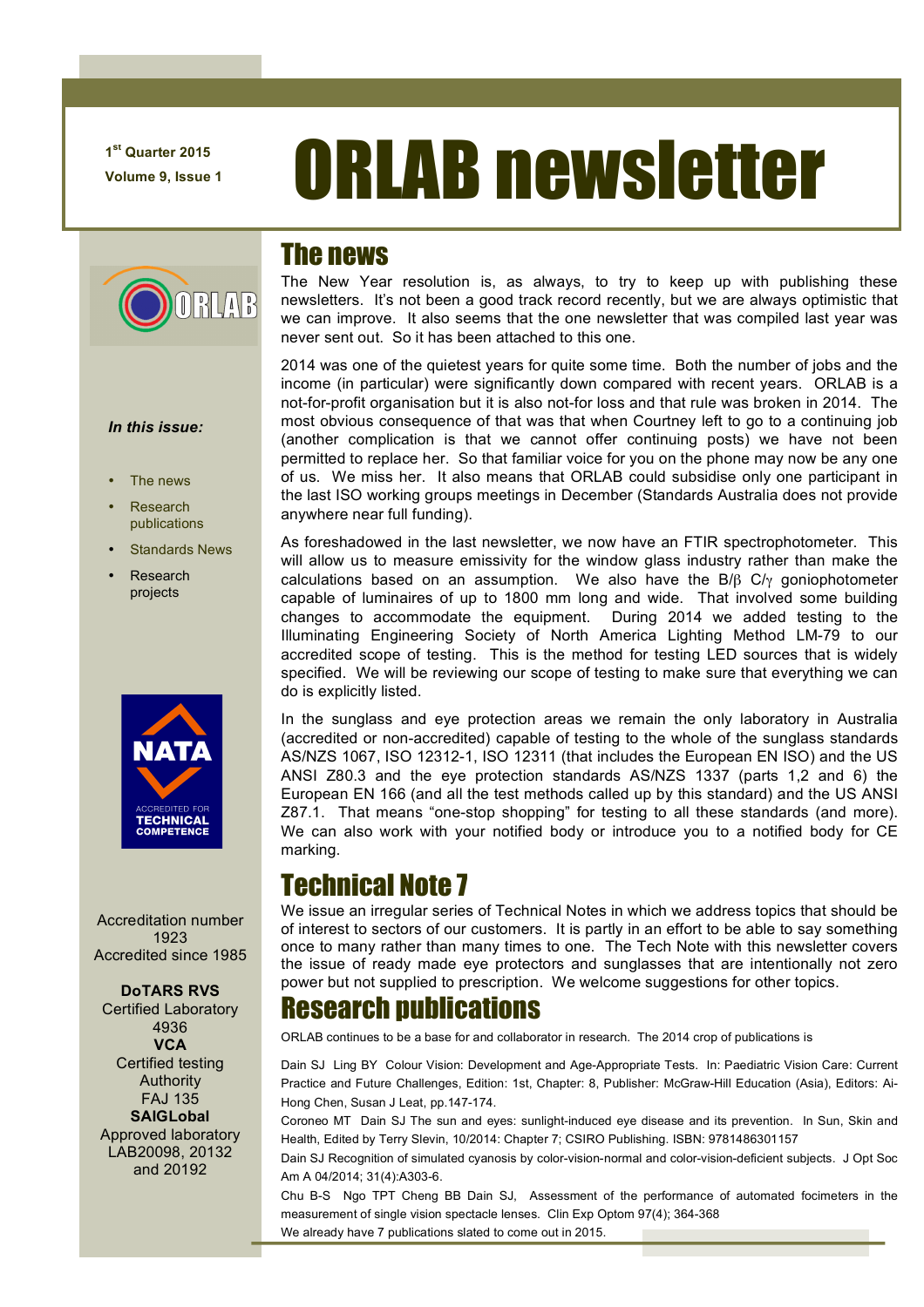1st Quarter 2015

Volume 9, Issue 1

# ORLAB newsletter

*In this issue:*

- The news
- Research publications
- Standards News
- Research projects

Accreditation number 1923
Accredited since 1985

**DoTARS RVS**
Certified Laboratory
4936
**VCA**
Certified testing Authority
FAJ 135
**SAIGLobal**
Approved laboratory
LAB20098, 20132 and 20192

## The news

The New Year resolution is, as always, to try to keep up with publishing these newsletters. It's not been a good track record recently, but we are always optimistic that we can improve. It also seems that the one newsletter that was compiled last year was never sent out. So it has been attached to this one.

2014 was one of the quietest years for quite some time. Both the number of jobs and the income (in particular) were significantly down compared with recent years. ORLAB is a not-for-profit organisation but it is also not-for loss and that rule was broken in 2014. The most obvious consequence of that was that when Courtney left to go to a continuing job (another complication is that we cannot offer continuing posts) we have not been permitted to replace her. So that familiar voice for you on the phone may now be any one of us. We miss her. It also means that ORLAB could subsidise only one participant in the last ISO working groups meetings in December (Standards Australia does not provide anywhere near full funding).

As foreshadowed in the last newsletter, we now have an FTIR spectrophotometer. This will allow us to measure emissivity for the window glass industry rather than make the calculations based on an assumption. We also have the B/β C/γ goniophotometer capable of luminaires of up to 1800 mm long and wide. That involved some building changes to accommodate the equipment. During 2014 we added testing to the Illuminating Engineering Society of North America Lighting Method LM-79 to our accredited scope of testing. This is the method for testing LED sources that is widely specified. We will be reviewing our scope of testing to make sure that everything we can do is explicitly listed.

In the sunglass and eye protection areas we remain the only laboratory in Australia (accredited or non-accredited) capable of testing to the whole of the sunglass standards AS/NZS 1067, ISO 12312-1, ISO 12311 (that includes the European EN ISO) and the US ANSI Z80.3 and the eye protection standards AS/NZS 1337 (parts 1,2 and 6) the European EN 166 (and all the test methods called up by this standard) and the US ANSI Z87.1. That means "one-stop shopping" for testing to all these standards (and more). We can also work with your notified body or introduce you to a notified body for CE marking.

## Technical Note 7

We issue an irregular series of Technical Notes in which we address topics that should be of interest to sectors of our customers. It is partly in an effort to be able to say something once to many rather than many times to one. The Tech Note with this newsletter covers the issue of ready made eye protectors and sunglasses that are intentionally not zero power but not supplied to prescription. We welcome suggestions for other topics.

## Research publications

ORLAB continues to be a base for and collaborator in research. The 2014 crop of publications is

Dain SJ Ling BY Colour Vision: Development and Age-Appropriate Tests. In: Paediatric Vision Care: Current Practice and Future Challenges, Edition: 1st, Chapter: 8, Publisher: McGraw-Hill Education (Asia), Editors: Ai-Hong Chen, Susan J Leat, pp.147-174.

Coroneo MT Dain SJ The sun and eyes: sunlight-induced eye disease and its prevention. In Sun, Skin and Health, Edited by Terry Slevin, 10/2014: Chapter 7; CSIRO Publishing. ISBN: 9781486301157

Dain SJ Recognition of simulated cyanosis by color-vision-normal and color-vision-deficient subjects. J Opt Soc Am A 04/2014; 31(4):A303-6.

Chu B-S Ngo TPT Cheng BB Dain SJ, Assessment of the performance of automated focimeters in the measurement of single vision spectacle lenses. Clin Exp Optom 97(4); 364-368

We already have 7 publications slated to come out in 2015.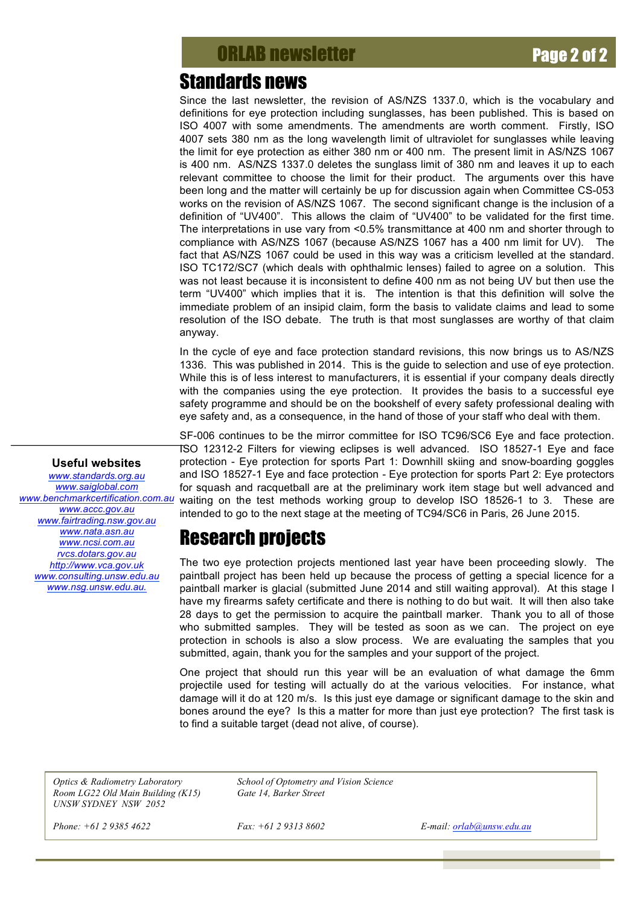## Standards news

Since the last newsletter, the revision of AS/NZS 1337.0, which is the vocabulary and definitions for eye protection including sunglasses, has been published. This is based on ISO 4007 with some amendments. The amendments are worth comment. Firstly, ISO 4007 sets 380 nm as the long wavelength limit of ultraviolet for sunglasses while leaving the limit for eye protection as either 380 nm or 400 nm. The present limit in AS/NZS 1067 is 400 nm. AS/NZS 1337.0 deletes the sunglass limit of 380 nm and leaves it up to each relevant committee to choose the limit for their product. The arguments over this have been long and the matter will certainly be up for discussion again when Committee CS-053 works on the revision of AS/NZS 1067. The second significant change is the inclusion of a definition of "UV400". This allows the claim of "UV400" to be validated for the first time. The interpretations in use vary from <0.5% transmittance at 400 nm and shorter through to compliance with AS/NZS 1067 (because AS/NZS 1067 has a 400 nm limit for UV). The fact that AS/NZS 1067 could be used in this way was a criticism levelled at the standard. ISO TC172/SC7 (which deals with ophthalmic lenses) failed to agree on a solution. This was not least because it is inconsistent to define 400 nm as not being UV but then use the term "UV400" which implies that it is. The intention is that this definition will solve the immediate problem of an insipid claim, form the basis to validate claims and lead to some resolution of the ISO debate. The truth is that most sunglasses are worthy of that claim anyway.

In the cycle of eye and face protection standard revisions, this now brings us to AS/NZS 1336. This was published in 2014. This is the guide to selection and use of eye protection. While this is of less interest to manufacturers, it is essential if your company deals directly with the companies using the eye protection. It provides the basis to a successful eye safety programme and should be on the bookshelf of every safety professional dealing with eye safety and, as a consequence, in the hand of those of your staff who deal with them.

SF-006 continues to be the mirror committee for ISO TC96/SC6 Eye and face protection. ISO 12312-2 Filters for viewing eclipses is well advanced. ISO 18527-1 Eye and face protection - Eye protection for sports Part 1: Downhill skiing and snow-boarding goggles and ISO 18527-1 Eye and face protection - Eye protection for sports Part 2: Eye protectors for squash and racquetball are at the preliminary work item stage but well advanced and waiting on the test methods working group to develop ISO 18526-1 to 3. These are intended to go to the next stage at the meeting of TC94/SC6 in Paris, 26 June 2015.

## Research projects

The two eye protection projects mentioned last year have been proceeding slowly. The paintball project has been held up because the process of getting a special licence for a paintball marker is glacial (submitted June 2014 and still waiting approval). At this stage I have my firearms safety certificate and there is nothing to do but wait. It will then also take 28 days to get the permission to acquire the paintball marker. Thank you to all of those who submitted samples. They will be tested as soon as we can. The project on eye protection in schools is also a slow process. We are evaluating the samples that you submitted, again, thank you for the samples and your support of the project.

One project that should run this year will be an evaluation of what damage the 6mm projectile used for testing will actually do at the various velocities. For instance, what damage will it do at 120 m/s. Is this just eye damage or significant damage to the skin and bones around the eye? Is this a matter for more than just eye protection? The first task is to find a suitable target (dead not alive, of course).

### Useful websites

www.standards.org.au
www.saiglobal.com
www.benchmarkcertification.com.au
www.accc.gov.au
www.fairtrading.nsw.gov.au
www.nata.asn.au
www.ncsi.com.au
rvcs.dotars.gov.au
http://www.vca.gov.uk
www.consulting.unsw.edu.au
www.nsg.unsw.edu.au.

*Optics & Radiometry Laboratory*
*Room LG22 Old Main Building (K15)*
*UNSW SYDNEY NSW 2052*

*School of Optometry and Vision Science*
*Gate 14, Barker Street*

*Phone: +61 2 9385 4622* *Fax: +61 2 9313 8602* *E-mail: orlab@unsw.edu.au*